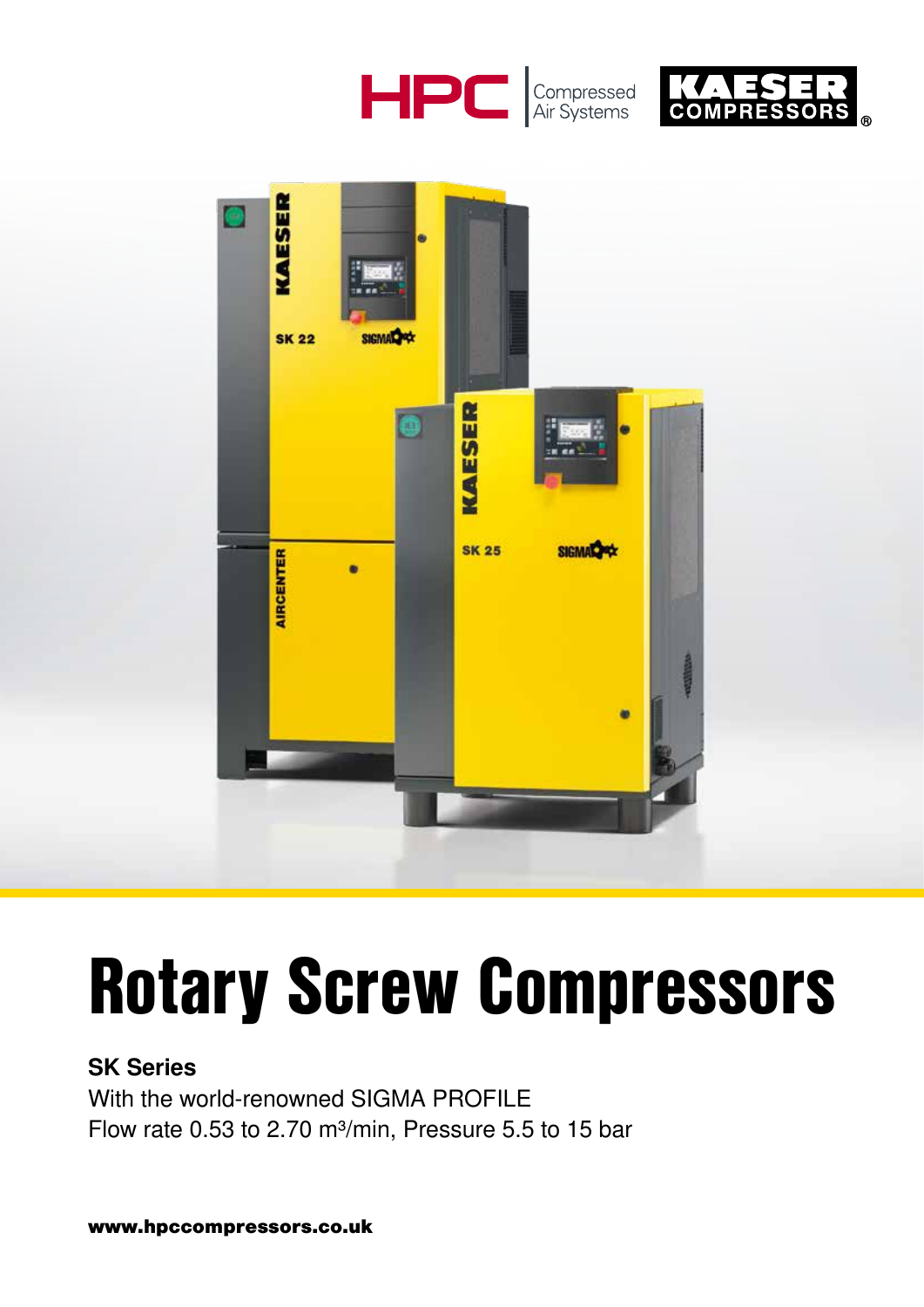# Rotary Screw Compressors

**SK Series**

With the world-renowned SIGMA PROFILE

Flow rate 0.53 to 2.70 m³/min, Pressure 5.5 to 15 bar

**www.hpccompressors.co.uk**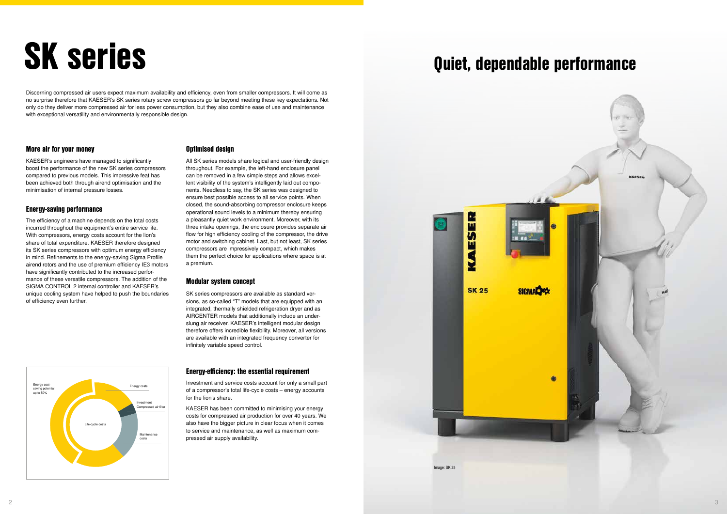# SK series

## Quiet, dependable performance

Discerning compressed air users expect maximum availability and efficiency, even from smaller compressors. It will come as no surprise therefore that KAESER's SK series rotary screw compressors go far beyond meeting these key expectations. Not only do they deliver more compressed air for less power consumption, but they also combine ease of use and maintenance with exceptional versatility and environmentally responsible design.

### More air for your money

KAESER's engineers have managed to significantly boost the performance of the new SK series compressors compared to previous models. This impressive feat has been achieved both through airend optimisation and the minimisation of internal pressure losses.

### Energy-saving performance

The efficiency of a machine depends on the total costs incurred throughout the equipment's entire service life. With compressors, energy costs account for the lion's share of total expenditure. KAESER therefore designed its SK series compressors with optimum energy efficiency in mind. Refinements to the energy-saving Sigma Profile airend rotors and the use of premium efficiency IE3 motors have significantly contributed to the increased performance of these versatile compressors. The addition of the SIGMA CONTROL 2 internal controller and KAESER's unique cooling system have helped to push the boundaries of efficiency even further.

Energy cost-saving potential up to 50%

Energy costs

Investment
Compressed air filter

Life-cycle costs

Maintenance costs

### Optimised design

All SK series models share logical and user-friendly design throughout. For example, the left-hand enclosure panel can be removed in a few simple steps and allows excellent visibility of the system's intelligently laid out components. Needless to say, the SK series was designed to ensure best possible access to all service points. When closed, the sound-absorbing compressor enclosure keeps operational sound levels to a minimum thereby ensuring a pleasantly quiet work environment. Moreover, with its three intake openings, the enclosure provides separate air flow for high efficiency cooling of the compressor, the drive motor and switching cabinet. Last, but not least, SK series compressors are impressively compact, which makes them the perfect choice for applications where space is at a premium.

### Modular system concept

SK series compressors are available as standard versions, as so-called "T" models that are equipped with an integrated, thermally shielded refrigeration dryer and as AIRCENTER models that additionally include an underslung air receiver. KAESER's intelligent modular design therefore offers incredible flexibility. Moreover, all versions are available with an integrated frequency converter for infinitely variable speed control.

### Energy-efficiency: the essential requirement

Investment and service costs account for only a small part of a compressor's total life-cycle costs – energy accounts for the lion's share.

KAESER has been committed to minimising your energy costs for compressed air production for over 40 years. We also have the bigger picture in clear focus when it comes to service and maintenance, as well as maximum compressed air supply availability.

Image: SK 25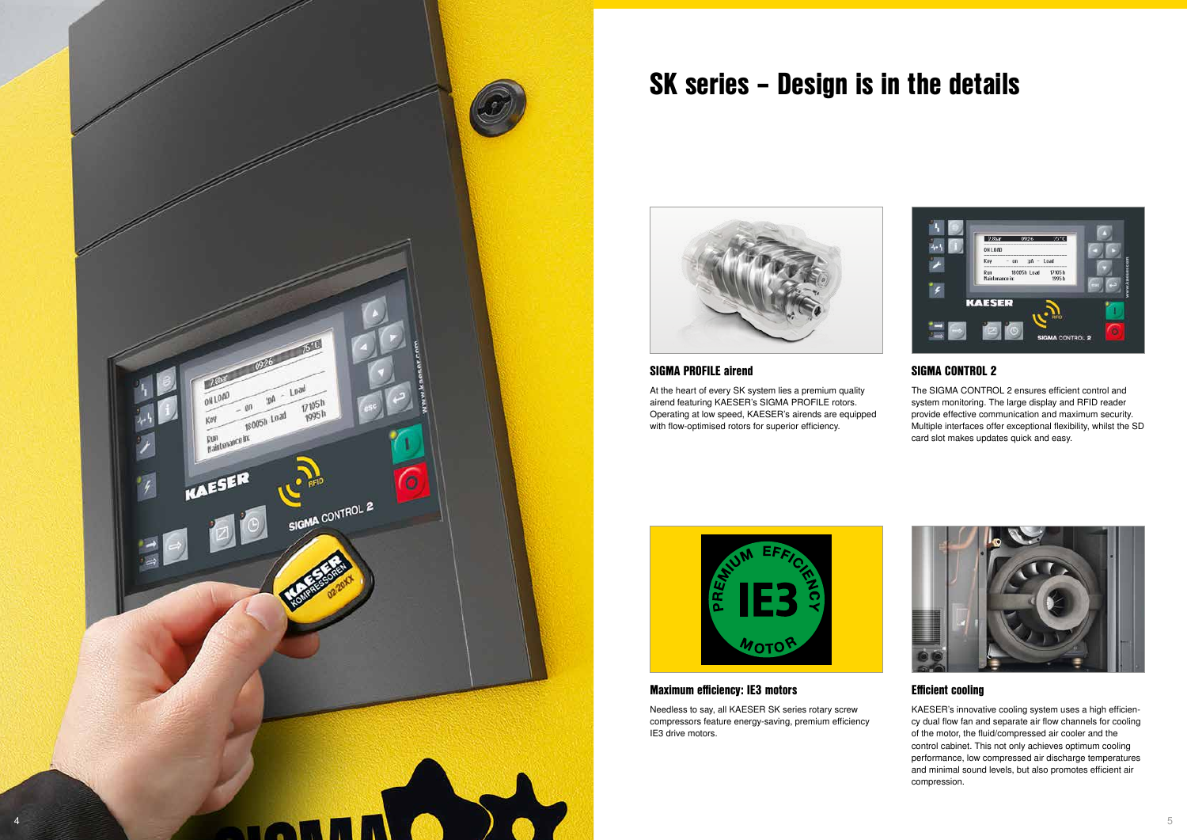# SK series – Design is in the details

### SIGMA PROFILE airend

At the heart of every SK system lies a premium quality airend featuring KAESER's SIGMA PROFILE rotors. Operating at low speed, KAESER's airends are equipped with flow-optimised rotors for superior efficiency.

### SIGMA CONTROL 2

The SIGMA CONTROL 2 ensures efficient control and system monitoring. The large display and RFID reader provide effective communication and maximum security. Multiple interfaces offer exceptional flexibility, whilst the SD card slot makes updates quick and easy.

### Maximum efficiency: IE3 motors

Needless to say, all KAESER SK series rotary screw compressors feature energy-saving, premium efficiency IE3 drive motors.

### Efficient cooling

KAESER's innovative cooling system uses a high efficiency dual flow fan and separate air flow channels for cooling of the motor, the fluid/compressed air cooler and the control cabinet. This not only achieves optimum cooling performance, low compressed air discharge temperatures and minimal sound levels, but also promotes efficient air compression.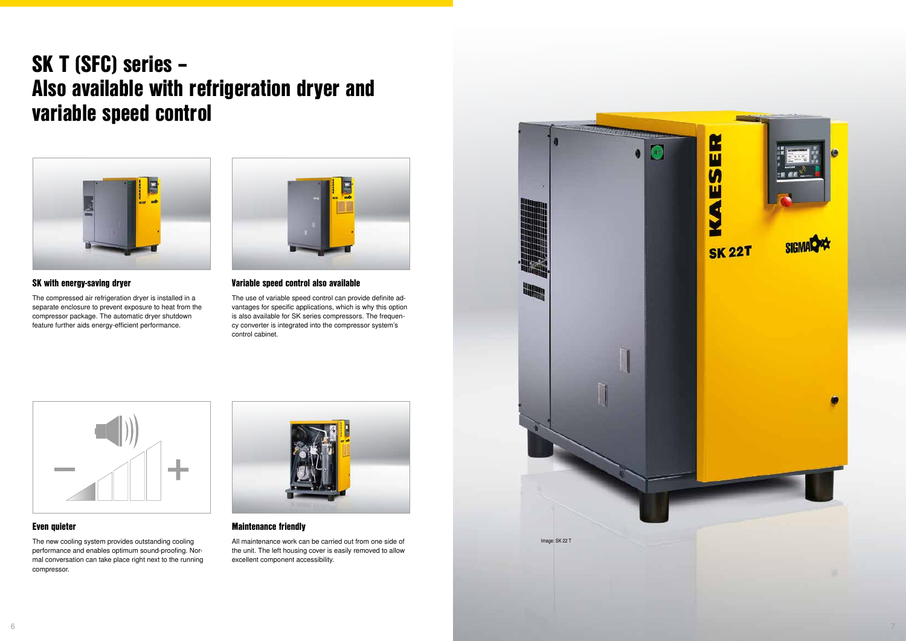# SK T (SFC) series – Also available with refrigeration dryer and variable speed control

### SK with energy-saving dryer

The compressed air refrigeration dryer is installed in a separate enclosure to prevent exposure to heat from the compressor package. The automatic dryer shutdown feature further aids energy-efficient performance.

### Variable speed control also available

The use of variable speed control can provide definite advantages for specific applications, which is why this option is also available for SK series compressors. The frequency converter is integrated into the compressor system's control cabinet.

### Even quieter

The new cooling system provides outstanding cooling performance and enables optimum sound-proofing. Normal conversation can take place right next to the running compressor.

### Maintenance friendly

All maintenance work can be carried out from one side of the unit. The left housing cover is easily removed to allow excellent component accessibility.

Image: SK 22 T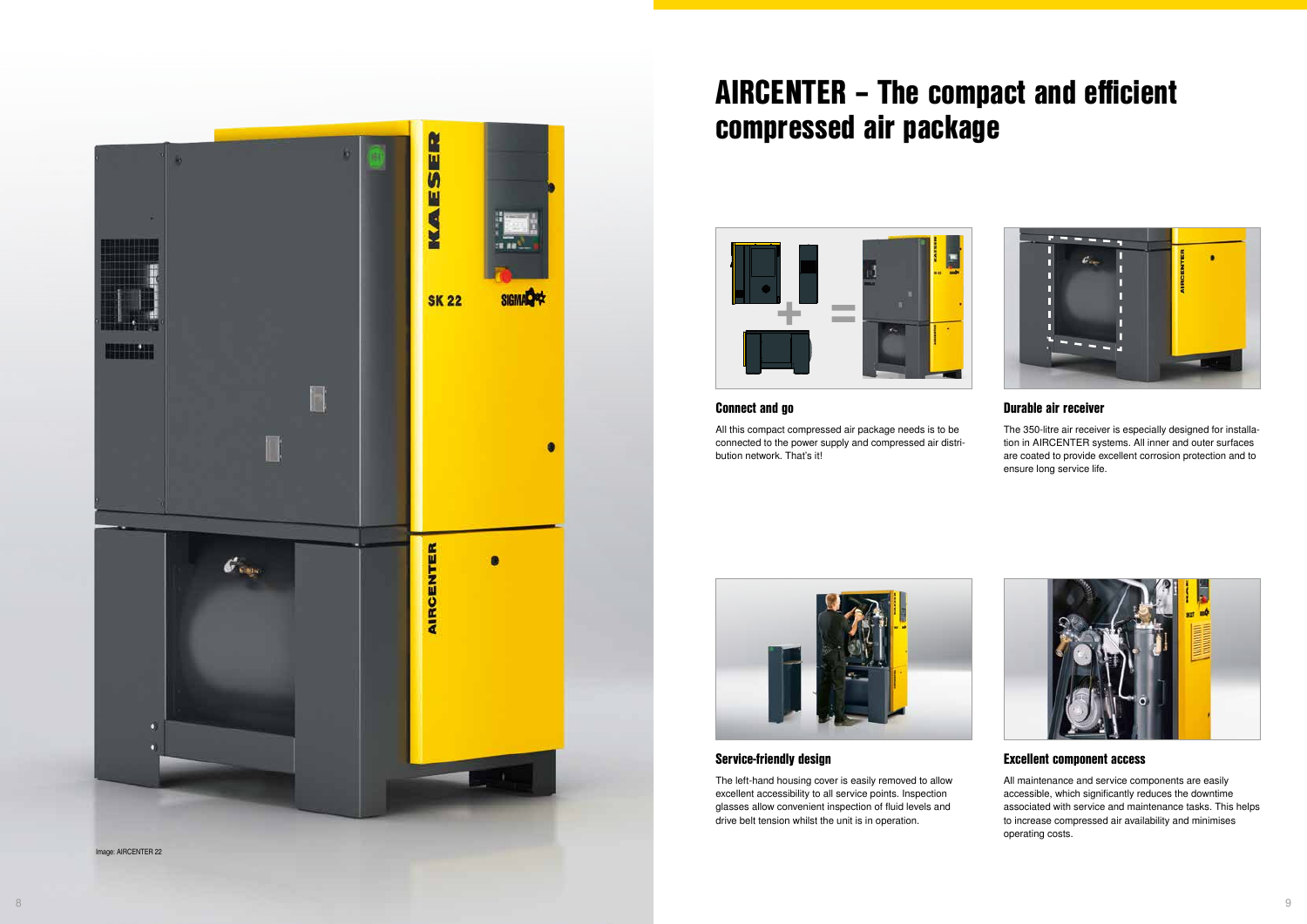Image: AIRCENTER 22

# AIRCENTER – The compact and efficient compressed air package

### Connect and go

All this compact compressed air package needs is to be connected to the power supply and compressed air distribution network. That's it!

### Durable air receiver

The 350-litre air receiver is especially designed for installation in AIRCENTER systems. All inner and outer surfaces are coated to provide excellent corrosion protection and to ensure long service life.

### Service-friendly design

The left-hand housing cover is easily removed to allow excellent accessibility to all service points. Inspection glasses allow convenient inspection of fluid levels and drive belt tension whilst the unit is in operation.

### Excellent component access

All maintenance and service components are easily accessible, which significantly reduces the downtime associated with service and maintenance tasks. This helps to increase compressed air availability and minimises operating costs.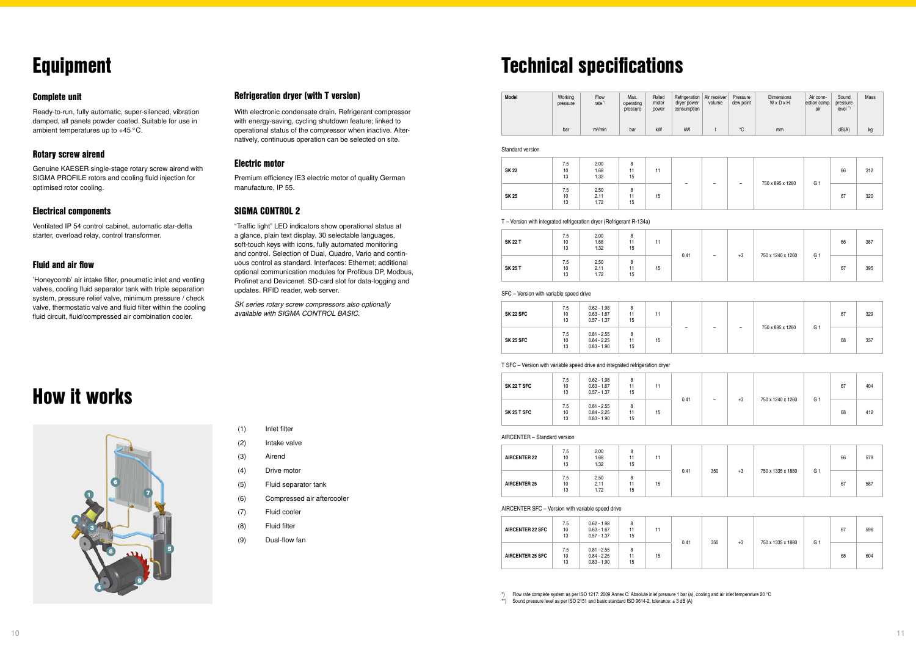# Equipment

### Complete unit

Ready-to-run, fully automatic, super-silenced, vibration damped, all panels powder coated. Suitable for use in ambient temperatures up to +45 °C.

### Rotary screw airend

Genuine KAESER single-stage rotary screw airend with SIGMA PROFILE rotors and cooling fluid injection for optimised rotor cooling.

### Electrical components

Ventilated IP 54 control cabinet, automatic star-delta starter, overload relay, control transformer.

### Fluid and air flow

'Honeycomb' air intake filter, pneumatic inlet and venting valves, cooling fluid separator tank with triple separation system, pressure relief valve, minimum pressure / check valve, thermostatic valve and fluid filter within the cooling fluid circuit, fluid/compressed air combination cooler.

### Refrigeration dryer (with T version)

With electronic condensate drain. Refrigerant compressor with energy-saving, cycling shutdown feature; linked to operational status of the compressor when inactive. Alternatively, continuous operation can be selected on site.

### Electric motor

Premium efficiency IE3 electric motor of quality German manufacture, IP 55.

### SIGMA CONTROL 2

"Traffic light" LED indicators show operational status at a glance, plain text display, 30 selectable languages, soft-touch keys with icons, fully automated monitoring and control. Selection of Dual, Quadro, Vario and continuous control as standard. Interfaces: Ethernet; additional optional communication modules for Profibus DP, Modbus, Profinet and Devicenet. SD-card slot for data-logging and updates. RFID reader, web server.

*SK series rotary screw compressors also optionally available with SIGMA CONTROL BASIC.*

# How it works

(1) Inlet filter
(2) Intake valve
(3) Airend
(4) Drive motor
(5) Fluid separator tank
(6) Compressed air aftercooler
(7) Fluid cooler
(8) Fluid filter
(9) Dual-flow fan

# Technical specifications

| Model | Working pressure | Flow rate *) | Max. operating pressure | Rated motor power | Refrigeration dryer power consumption | Air receiver volume | Pressure dew point | Dimensions W x D x H | Air connection comp. air | Sound pressure level **) | Mass |
|---|---|---|---|---|---|---|---|---|---|---|---|
| | bar | m³/min | bar | kW | kW | l | °C | mm | | dB(A) | kg |
| **Standard version** | | | | | | | | | | | |
| **SK 22** | 7.5<br>10<br>13 | 2.00<br>1.68<br>1.32 | 8<br>11<br>15 | 11 | – | – | – | 750 x 895 x 1260 | G 1 | 66 | 312 |
| **SK 25** | 7.5<br>10<br>13 | 2.50<br>2.11<br>1.72 | 8<br>11<br>15 | 15 | – | – | – | 750 x 895 x 1260 | G 1 | 67 | 320 |
| **T – Version with integrated refrigeration dryer (Refrigerant R-134a)** | | | | | | | | | | | |
| **SK 22 T** | 7.5<br>10<br>13 | 2.00<br>1.68<br>1.32 | 8<br>11<br>15 | 11 | 0.41 | – | +3 | 750 x 1240 x 1260 | G 1 | 66 | 387 |
| **SK 25 T** | 7.5<br>10<br>13 | 2.50<br>2.11<br>1.72 | 8<br>11<br>15 | 15 | 0.41 | – | +3 | 750 x 1240 x 1260 | G 1 | 67 | 395 |
| **SFC – Version with variable speed drive** | | | | | | | | | | | |
| **SK 22 SFC** | 7.5<br>10<br>13 | 0.62 - 1.98<br>0.63 - 1.67<br>0.57 - 1.37 | 8<br>11<br>15 | 11 | – | – | – | 750 x 895 x 1260 | G 1 | 67 | 329 |
| **SK 25 SFC** | 7.5<br>10<br>13 | 0.81 - 2.55<br>0.84 - 2.25<br>0.83 - 1.90 | 8<br>11<br>15 | 15 | – | – | – | 750 x 895 x 1260 | G 1 | 68 | 337 |
| **T SFC – Version with variable speed drive and integrated refrigeration dryer** | | | | | | | | | | | |
| **SK 22 T SFC** | 7.5<br>10<br>13 | 0.62 - 1.98<br>0.63 - 1.67<br>0.57 - 1.37 | 8<br>11<br>15 | 11 | 0.41 | – | +3 | 750 x 1240 x 1260 | G 1 | 67 | 404 |
| **SK 25 T SFC** | 7.5<br>10<br>13 | 0.81 - 2.55<br>0.84 - 2.25<br>0.83 - 1.90 | 8<br>11<br>15 | 15 | 0.41 | – | +3 | 750 x 1240 x 1260 | G 1 | 68 | 412 |
| **AIRCENTER – Standard version** | | | | | | | | | | | |
| **AIRCENTER 22** | 7.5<br>10<br>13 | 2.00<br>1.68<br>1.32 | 8<br>11<br>15 | 11 | 0.41 | 350 | +3 | 750 x 1335 x 1880 | G 1 | 66 | 579 |
| **AIRCENTER 25** | 7.5<br>10<br>13 | 2.50<br>2.11<br>1.72 | 8<br>11<br>15 | 15 | 0.41 | 350 | +3 | 750 x 1335 x 1880 | G 1 | 67 | 587 |
| **AIRCENTER SFC – Version with variable speed drive** | | | | | | | | | | | |
| **AIRCENTER 22 SFC** | 7.5<br>10<br>13 | 0.62 - 1.98<br>0.63 - 1.67<br>0.57 - 1.37 | 8<br>11<br>15 | 11 | 0.41 | 350 | +3 | 750 x 1335 x 1880 | G 1 | 67 | 596 |
| **AIRCENTER 25 SFC** | 7.5<br>10<br>13 | 0.81 - 2.55<br>0.84 - 2.25<br>0.83 - 1.90 | 8<br>11<br>15 | 15 | 0.41 | 350 | +3 | 750 x 1335 x 1880 | G 1 | 68 | 604 |

*) Flow rate complete system as per ISO 1217: 2009 Annex C: Absolute inlet pressure 1 bar (a), cooling and air inlet temperature 20 °C

**) Sound pressure level as per ISO 2151 and basic standard ISO 9614-2, tolerance: ± 3 dB (A)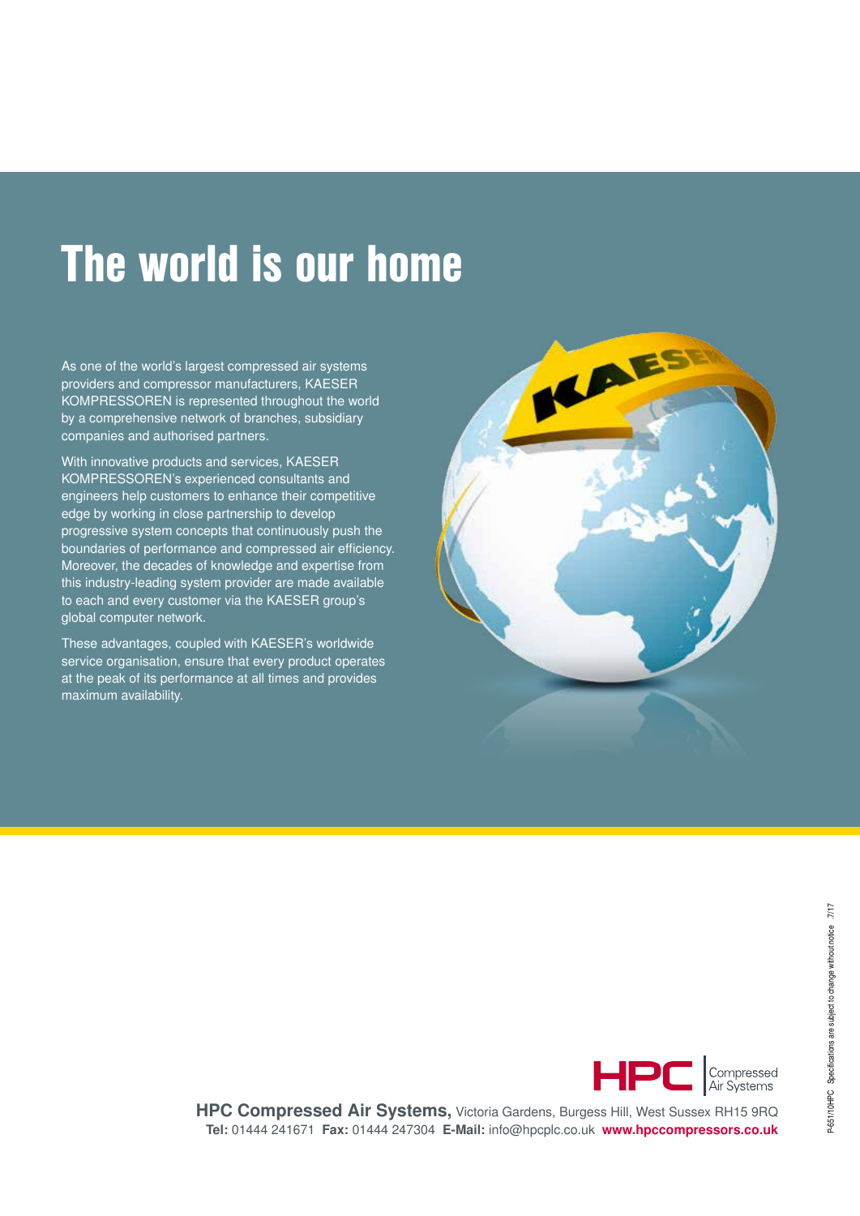# The world is our home

As one of the world's largest compressed air systems providers and compressor manufacturers, KAESER KOMPRESSOREN is represented throughout the world by a comprehensive network of branches, subsidiary companies and authorised partners.

With innovative products and services, KAESER KOMPRESSOREN's experienced consultants and engineers help customers to enhance their competitive edge by working in close partnership to develop progressive system concepts that continuously push the boundaries of performance and compressed air efficiency. Moreover, the decades of knowledge and expertise from this industry-leading system provider are made available to each and every customer via the KAESER group's global computer network.

These advantages, coupled with KAESER's worldwide service organisation, ensure that every product operates at the peak of its performance at all times and provides maximum availability.

HPC Compressed Air Systems

**HPC Compressed Air Systems,** Victoria Gardens, Burgess Hill, West Sussex RH15 9RQ
**Tel:** 01444 241671 **Fax:** 01444 247304 **E-Mail:** info@hpcplc.co.uk **www.hpccompressors.co.uk**

P-651/10HPC Specifications are subject to change without notice 7/17